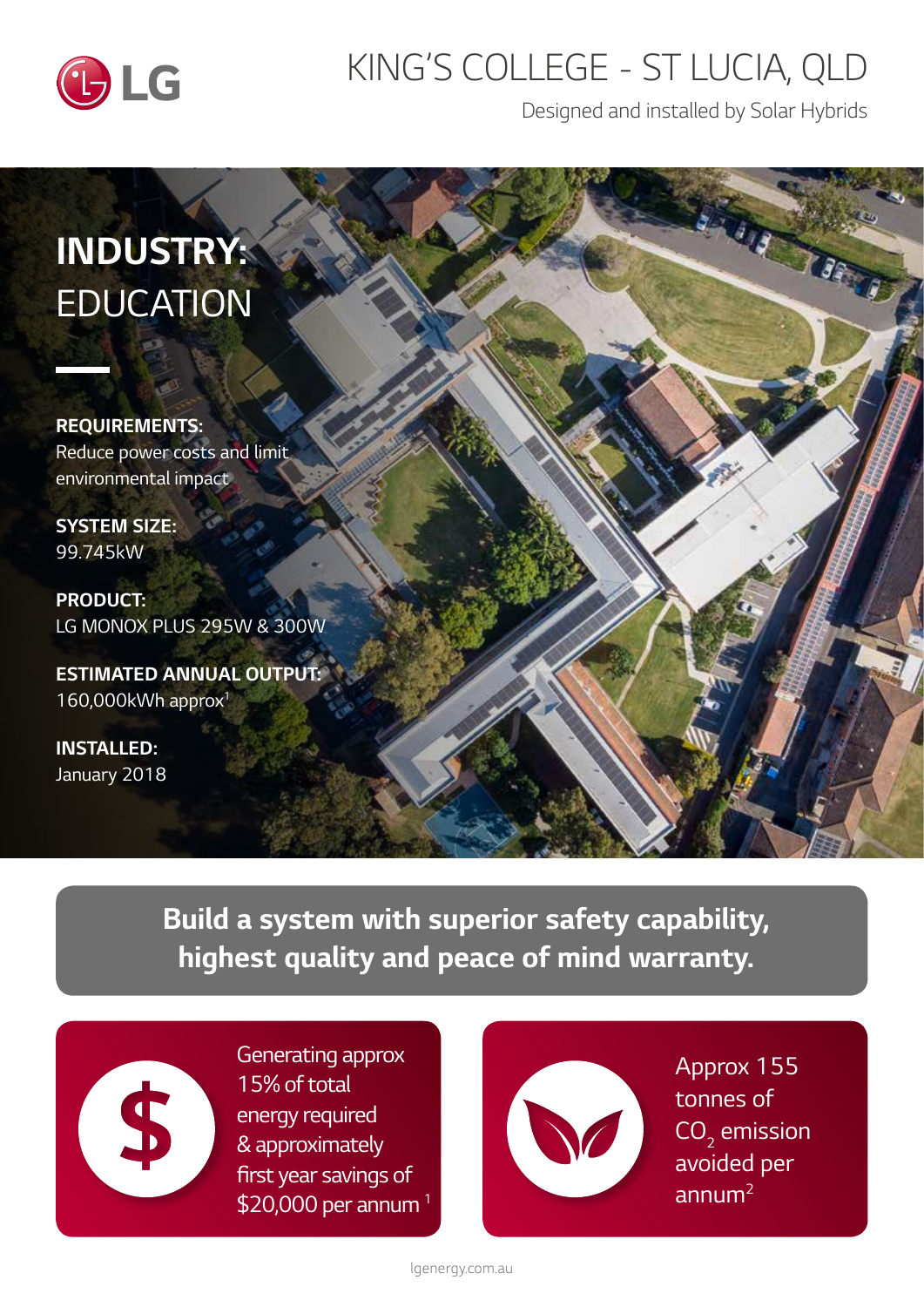# KING'S COLLEGE - ST LUCIA, QLD

Designed and installed by Solar Hybrids

## INDUSTRY: EDUCATION

**REQUIREMENTS:**
Reduce power costs and limit environmental impact

**SYSTEM SIZE:**
99.745kW

**PRODUCT:**
LG MONOX PLUS 295W & 300W

**ESTIMATED ANNUAL OUTPUT:**
160,000kWh approx[1]

**INSTALLED:**
January 2018

**Build a system with superior safety capability, highest quality and peace of mind warranty.**

Generating approx 15% of total energy required & approximately first year savings of $20,000 per annum [1]

Approx 155 tonnes of $CO_2$ emission avoided per annum[2]

lgenergy.com.au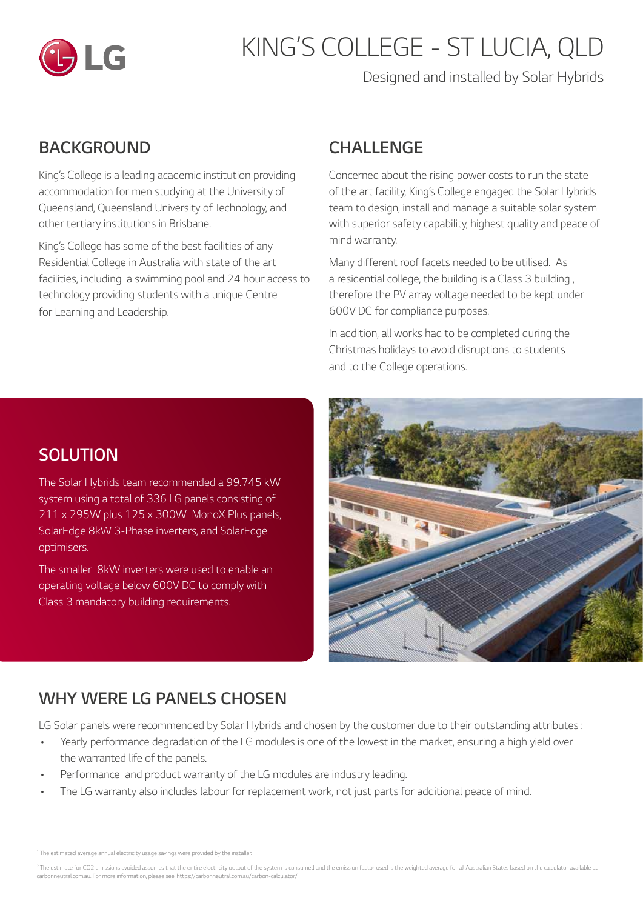# KING'S COLLEGE - ST LUCIA, QLD

Designed and installed by Solar Hybrids

## BACKGROUND

King's College is a leading academic institution providing accommodation for men studying at the University of Queensland, Queensland University of Technology, and other tertiary institutions in Brisbane.

King's College has some of the best facilities of any Residential College in Australia with state of the art facilities, including a swimming pool and 24 hour access to technology providing students with a unique Centre for Learning and Leadership.

## CHALLENGE

Concerned about the rising power costs to run the state of the art facility, King's College engaged the Solar Hybrids team to design, install and manage a suitable solar system with superior safety capability, highest quality and peace of mind warranty.

Many different roof facets needed to be utilised. As a residential college, the building is a Class 3 building , therefore the PV array voltage needed to be kept under 600V DC for compliance purposes.

In addition, all works had to be completed during the Christmas holidays to avoid disruptions to students and to the College operations.

## SOLUTION

The Solar Hybrids team recommended a 99.745 kW system using a total of 336 LG panels consisting of 211 x 295W plus 125 x 300W MonoX Plus panels, SolarEdge 8kW 3-Phase inverters, and SolarEdge optimisers.

The smaller 8kW inverters were used to enable an operating voltage below 600V DC to comply with Class 3 mandatory building requirements.

## WHY WERE LG PANELS CHOSEN

LG Solar panels were recommended by Solar Hybrids and chosen by the customer due to their outstanding attributes :

- Yearly performance degradation of the LG modules is one of the lowest in the market, ensuring a high yield over the warranted life of the panels.
- Performance and product warranty of the LG modules are industry leading.
- The LG warranty also includes labour for replacement work, not just parts for additional peace of mind.

[1] The estimated average annual electricity usage savings were provided by the installer.

[2] The estimate for CO2 emissions avoided assumes that the entire electricity output of the system is consumed and the emission factor used is the weighted average for all Australian States based on the calculator available at carbonneutral.com.au. For more information, please see: https://carbonneutral.com.au/carbon-calculator/.